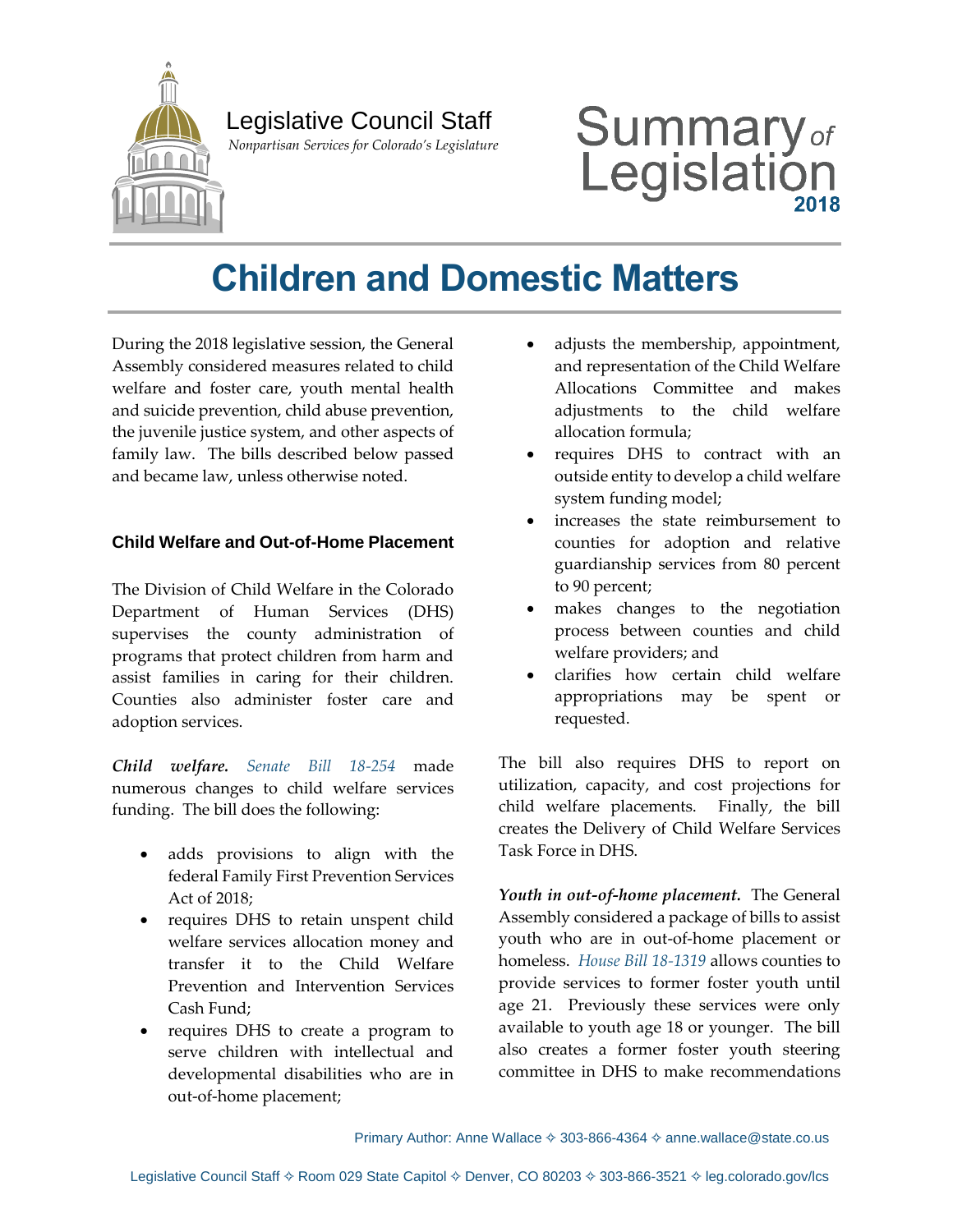Legislative Council Staff

*Nonpartisan Services for Colorado's Legislature*

Summary *of* Legislation **2018**

# Children and Domestic Matters

During the 2018 legislative session, the General Assembly considered measures related to child welfare and foster care, youth mental health and suicide prevention, child abuse prevention, the juvenile justice system, and other aspects of family law. The bills described below passed and became law, unless otherwise noted.

### Child Welfare and Out-of-Home Placement

The Division of Child Welfare in the Colorado Department of Human Services (DHS) supervises the county administration of programs that protect children from harm and assist families in caring for their children. Counties also administer foster care and adoption services.

***Child welfare.*** *Senate Bill 18-254* made numerous changes to child welfare services funding. The bill does the following:

- adds provisions to align with the federal Family First Prevention Services Act of 2018;
- requires DHS to retain unspent child welfare services allocation money and transfer it to the Child Welfare Prevention and Intervention Services Cash Fund;
- requires DHS to create a program to serve children with intellectual and developmental disabilities who are in out-of-home placement;
- adjusts the membership, appointment, and representation of the Child Welfare Allocations Committee and makes adjustments to the child welfare allocation formula;
- requires DHS to contract with an outside entity to develop a child welfare system funding model;
- increases the state reimbursement to counties for adoption and relative guardianship services from 80 percent to 90 percent;
- makes changes to the negotiation process between counties and child welfare providers; and
- clarifies how certain child welfare appropriations may be spent or requested.

The bill also requires DHS to report on utilization, capacity, and cost projections for child welfare placements. Finally, the bill creates the Delivery of Child Welfare Services Task Force in DHS.

***Youth in out-of-home placement.*** The General Assembly considered a package of bills to assist youth who are in out-of-home placement or homeless. *House Bill 18-1319* allows counties to provide services to former foster youth until age 21. Previously these services were only available to youth age 18 or younger. The bill also creates a former foster youth steering committee in DHS to make recommendations

Primary Author: Anne Wallace ✧ 303-866-4364 ✧ anne.wallace@state.co.us

Legislative Council Staff ✧ Room 029 State Capitol ✧ Denver, CO 80203 ✧ 303-866-3521 ✧ leg.colorado.gov/lcs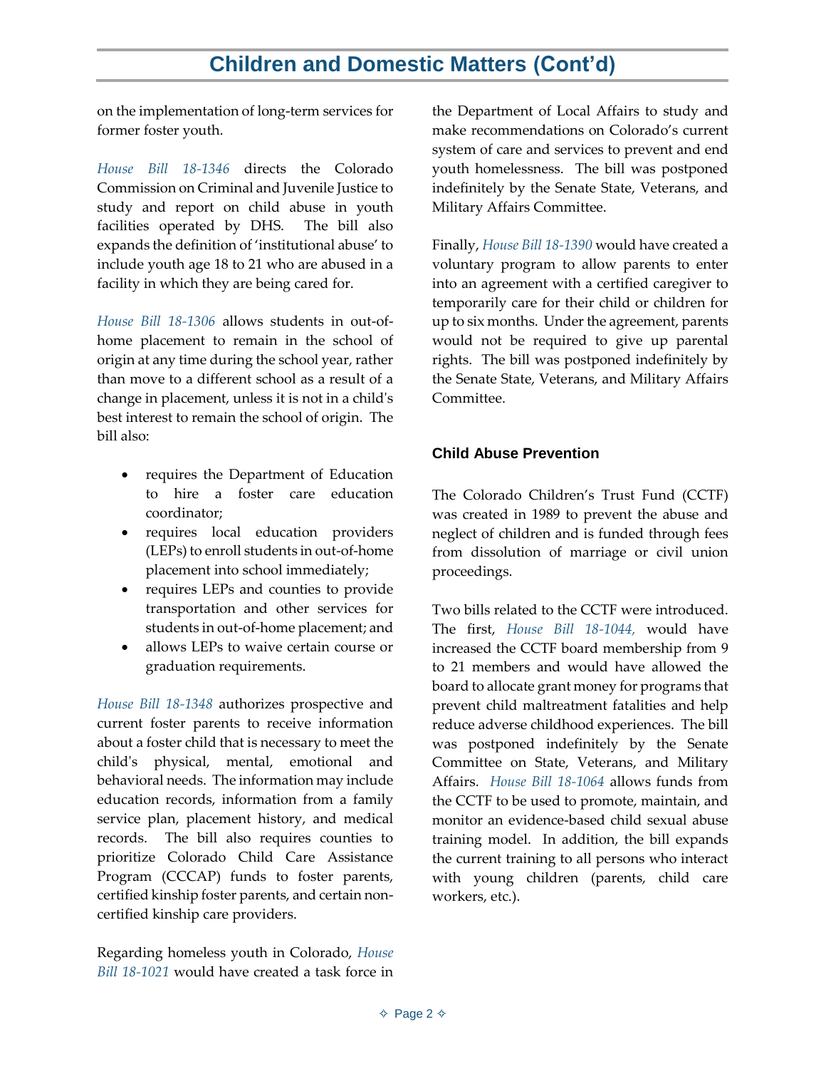## Children and Domestic Matters (Cont'd)

on the implementation of long-term services for former foster youth.

*House Bill 18-1346* directs the Colorado Commission on Criminal and Juvenile Justice to study and report on child abuse in youth facilities operated by DHS. The bill also expands the definition of 'institutional abuse' to include youth age 18 to 21 who are abused in a facility in which they are being cared for.

*House Bill 18-1306* allows students in out-of-home placement to remain in the school of origin at any time during the school year, rather than move to a different school as a result of a change in placement, unless it is not in a child's best interest to remain the school of origin. The bill also:

- requires the Department of Education to hire a foster care education coordinator;
- requires local education providers (LEPs) to enroll students in out-of-home placement into school immediately;
- requires LEPs and counties to provide transportation and other services for students in out-of-home placement; and
- allows LEPs to waive certain course or graduation requirements.

*House Bill 18-1348* authorizes prospective and current foster parents to receive information about a foster child that is necessary to meet the child's physical, mental, emotional and behavioral needs. The information may include education records, information from a family service plan, placement history, and medical records. The bill also requires counties to prioritize Colorado Child Care Assistance Program (CCCAP) funds to foster parents, certified kinship foster parents, and certain non-certified kinship care providers.

Regarding homeless youth in Colorado, *House Bill 18-1021* would have created a task force in the Department of Local Affairs to study and make recommendations on Colorado's current system of care and services to prevent and end youth homelessness. The bill was postponed indefinitely by the Senate State, Veterans, and Military Affairs Committee.

Finally, *House Bill 18-1390* would have created a voluntary program to allow parents to enter into an agreement with a certified caregiver to temporarily care for their child or children for up to six months. Under the agreement, parents would not be required to give up parental rights. The bill was postponed indefinitely by the Senate State, Veterans, and Military Affairs Committee.

### Child Abuse Prevention

The Colorado Children's Trust Fund (CCTF) was created in 1989 to prevent the abuse and neglect of children and is funded through fees from dissolution of marriage or civil union proceedings.

Two bills related to the CCTF were introduced. The first, *House Bill 18-1044,* would have increased the CCTF board membership from 9 to 21 members and would have allowed the board to allocate grant money for programs that prevent child maltreatment fatalities and help reduce adverse childhood experiences. The bill was postponed indefinitely by the Senate Committee on State, Veterans, and Military Affairs. *House Bill 18-1064* allows funds from the CCTF to be used to promote, maintain, and monitor an evidence-based child sexual abuse training model. In addition, the bill expands the current training to all persons who interact with young children (parents, child care workers, etc.).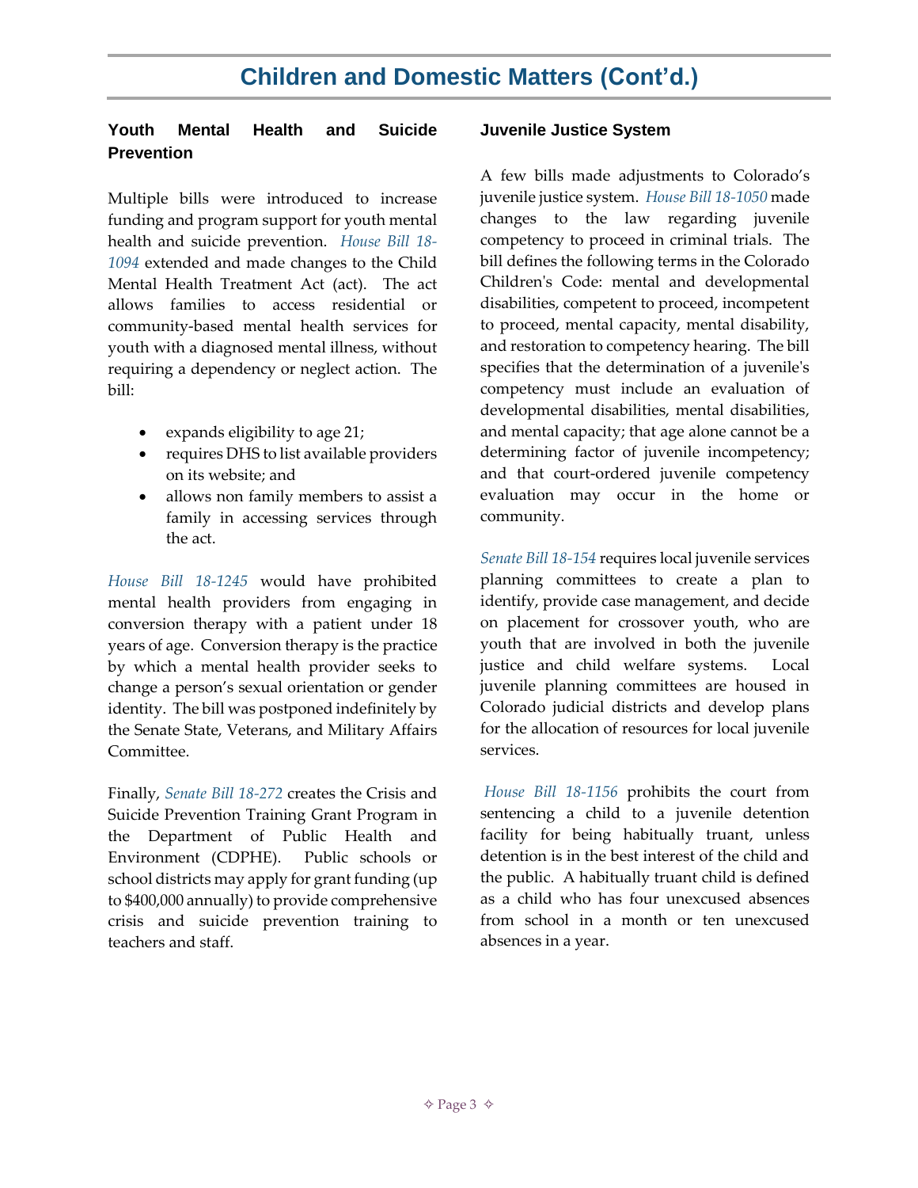# Children and Domestic Matters (Cont'd.)

## Youth Mental Health and Suicide Prevention

Multiple bills were introduced to increase funding and program support for youth mental health and suicide prevention. *House Bill 18-1094* extended and made changes to the Child Mental Health Treatment Act (act). The act allows families to access residential or community-based mental health services for youth with a diagnosed mental illness, without requiring a dependency or neglect action. The bill:

- expands eligibility to age 21;
- requires DHS to list available providers on its website; and
- allows non family members to assist a family in accessing services through the act.

*House Bill 18-1245* would have prohibited mental health providers from engaging in conversion therapy with a patient under 18 years of age. Conversion therapy is the practice by which a mental health provider seeks to change a person's sexual orientation or gender identity. The bill was postponed indefinitely by the Senate State, Veterans, and Military Affairs Committee.

Finally, *Senate Bill 18-272* creates the Crisis and Suicide Prevention Training Grant Program in the Department of Public Health and Environment (CDPHE). Public schools or school districts may apply for grant funding (up to $400,000 annually) to provide comprehensive crisis and suicide prevention training to teachers and staff.

## Juvenile Justice System

A few bills made adjustments to Colorado's juvenile justice system. *House Bill 18-1050* made changes to the law regarding juvenile competency to proceed in criminal trials. The bill defines the following terms in the Colorado Children's Code: mental and developmental disabilities, competent to proceed, incompetent to proceed, mental capacity, mental disability, and restoration to competency hearing. The bill specifies that the determination of a juvenile's competency must include an evaluation of developmental disabilities, mental disabilities, and mental capacity; that age alone cannot be a determining factor of juvenile incompetency; and that court-ordered juvenile competency evaluation may occur in the home or community.

*Senate Bill 18-154* requires local juvenile services planning committees to create a plan to identify, provide case management, and decide on placement for crossover youth, who are youth that are involved in both the juvenile justice and child welfare systems. Local juvenile planning committees are housed in Colorado judicial districts and develop plans for the allocation of resources for local juvenile services.

*House Bill 18-1156* prohibits the court from sentencing a child to a juvenile detention facility for being habitually truant, unless detention is in the best interest of the child and the public. A habitually truant child is defined as a child who has four unexcused absences from school in a month or ten unexcused absences in a year.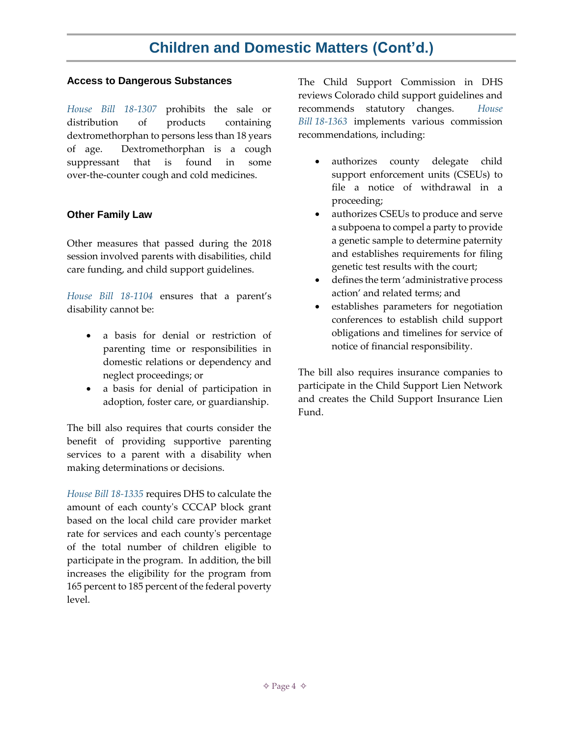# Children and Domestic Matters (Cont'd.)

### Access to Dangerous Substances

*House Bill 18-1307* prohibits the sale or distribution of products containing dextromethorphan to persons less than 18 years of age. Dextromethorphan is a cough suppressant that is found in some over-the-counter cough and cold medicines.

### Other Family Law

Other measures that passed during the 2018 session involved parents with disabilities, child care funding, and child support guidelines.

*House Bill 18-1104* ensures that a parent's disability cannot be:

- a basis for denial or restriction of parenting time or responsibilities in domestic relations or dependency and neglect proceedings; or
- a basis for denial of participation in adoption, foster care, or guardianship.

The bill also requires that courts consider the benefit of providing supportive parenting services to a parent with a disability when making determinations or decisions.

*House Bill 18-1335* requires DHS to calculate the amount of each county's CCCAP block grant based on the local child care provider market rate for services and each county's percentage of the total number of children eligible to participate in the program. In addition, the bill increases the eligibility for the program from 165 percent to 185 percent of the federal poverty level.

The Child Support Commission in DHS reviews Colorado child support guidelines and recommends statutory changes. *House Bill 18-1363* implements various commission recommendations, including:

- authorizes county delegate child support enforcement units (CSEUs) to file a notice of withdrawal in a proceeding;
- authorizes CSEUs to produce and serve a subpoena to compel a party to provide a genetic sample to determine paternity and establishes requirements for filing genetic test results with the court;
- defines the term 'administrative process action' and related terms; and
- establishes parameters for negotiation conferences to establish child support obligations and timelines for service of notice of financial responsibility.

The bill also requires insurance companies to participate in the Child Support Lien Network and creates the Child Support Insurance Lien Fund.